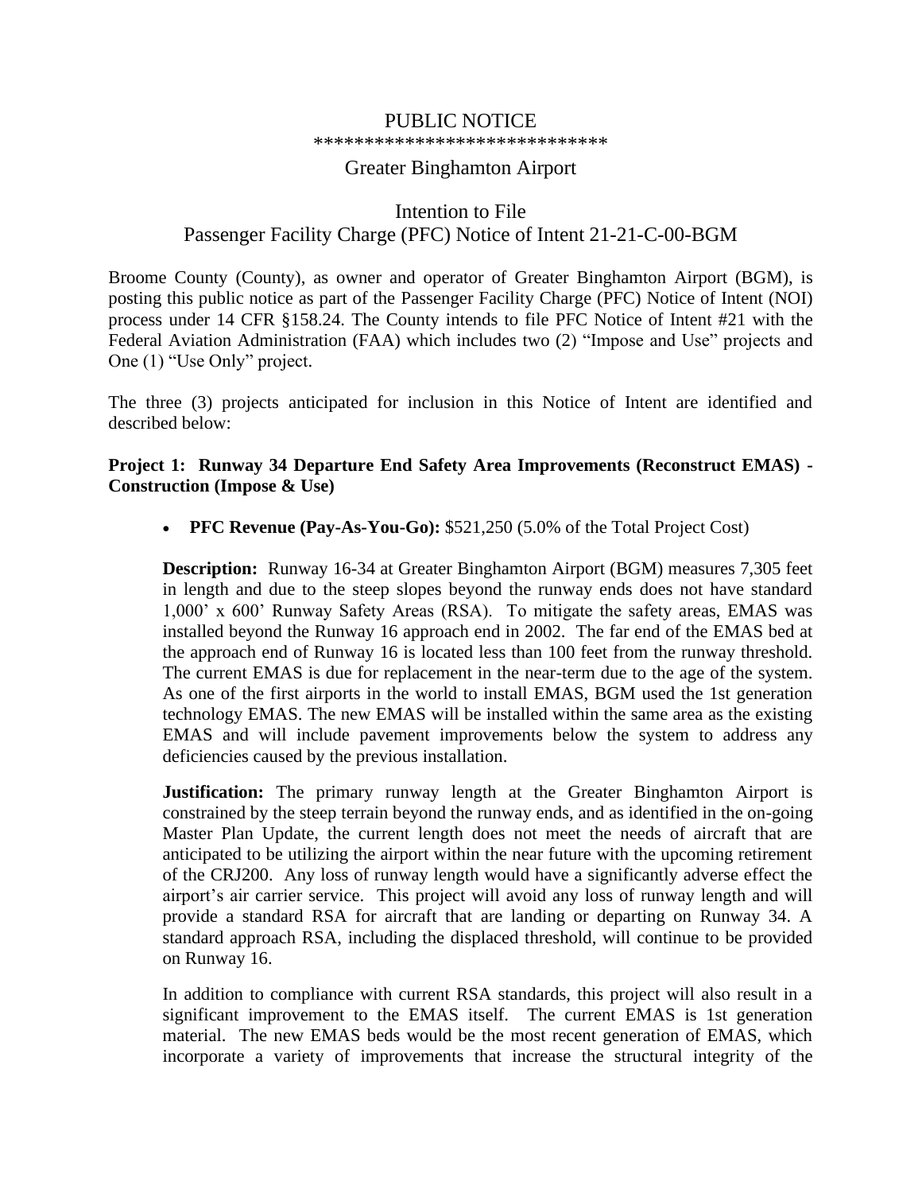# PUBLIC NOTICE

*****************************

## Greater Binghamton Airport

## Intention to File
## Passenger Facility Charge (PFC) Notice of Intent 21-21-C-00-BGM

Broome County (County), as owner and operator of Greater Binghamton Airport (BGM), is posting this public notice as part of the Passenger Facility Charge (PFC) Notice of Intent (NOI) process under 14 CFR §158.24. The County intends to file PFC Notice of Intent #21 with the Federal Aviation Administration (FAA) which includes two (2) "Impose and Use" projects and One (1) "Use Only" project.

The three (3) projects anticipated for inclusion in this Notice of Intent are identified and described below:

**Project 1: Runway 34 Departure End Safety Area Improvements (Reconstruct EMAS) - Construction (Impose & Use)**

- **PFC Revenue (Pay-As-You-Go):** $521,250 (5.0% of the Total Project Cost)

**Description:** Runway 16-34 at Greater Binghamton Airport (BGM) measures 7,305 feet in length and due to the steep slopes beyond the runway ends does not have standard 1,000' x 600' Runway Safety Areas (RSA). To mitigate the safety areas, EMAS was installed beyond the Runway 16 approach end in 2002. The far end of the EMAS bed at the approach end of Runway 16 is located less than 100 feet from the runway threshold. The current EMAS is due for replacement in the near-term due to the age of the system. As one of the first airports in the world to install EMAS, BGM used the 1st generation technology EMAS. The new EMAS will be installed within the same area as the existing EMAS and will include pavement improvements below the system to address any deficiencies caused by the previous installation.

**Justification:** The primary runway length at the Greater Binghamton Airport is constrained by the steep terrain beyond the runway ends, and as identified in the on-going Master Plan Update, the current length does not meet the needs of aircraft that are anticipated to be utilizing the airport within the near future with the upcoming retirement of the CRJ200. Any loss of runway length would have a significantly adverse effect the airport's air carrier service. This project will avoid any loss of runway length and will provide a standard RSA for aircraft that are landing or departing on Runway 34. A standard approach RSA, including the displaced threshold, will continue to be provided on Runway 16.

In addition to compliance with current RSA standards, this project will also result in a significant improvement to the EMAS itself. The current EMAS is 1st generation material. The new EMAS beds would be the most recent generation of EMAS, which incorporate a variety of improvements that increase the structural integrity of the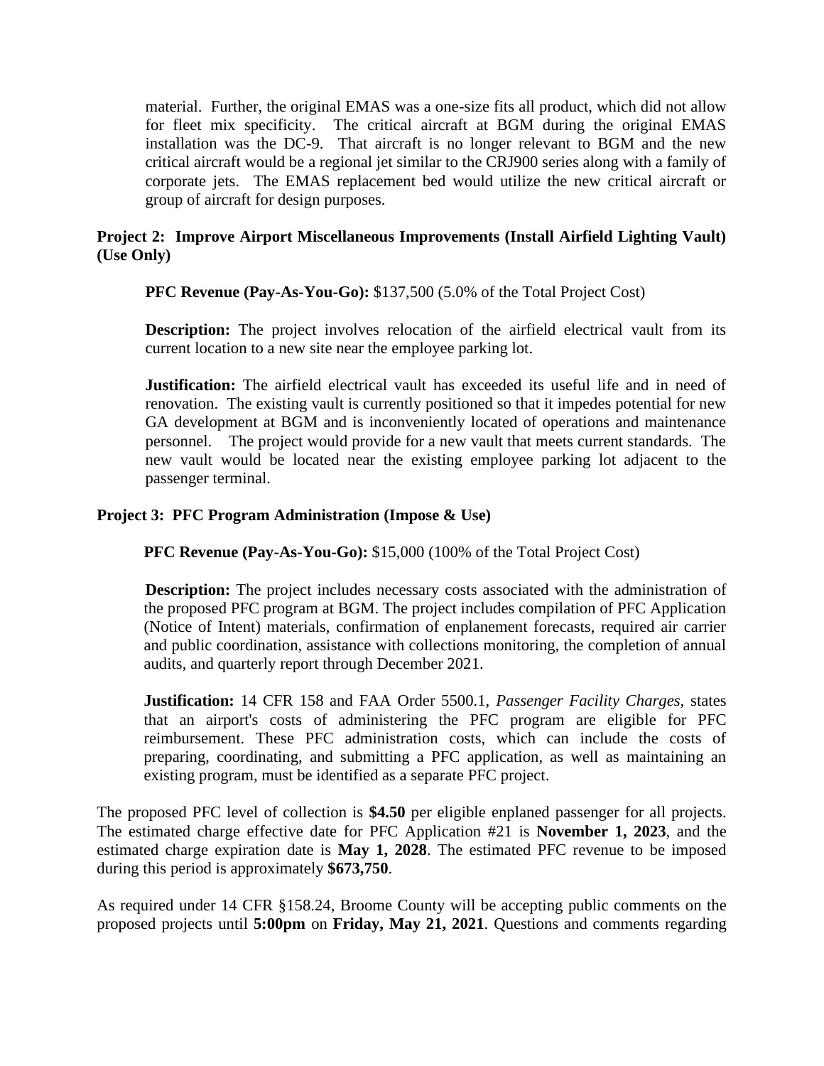material. Further, the original EMAS was a one-size fits all product, which did not allow for fleet mix specificity. The critical aircraft at BGM during the original EMAS installation was the DC-9. That aircraft is no longer relevant to BGM and the new critical aircraft would be a regional jet similar to the CRJ900 series along with a family of corporate jets. The EMAS replacement bed would utilize the new critical aircraft or group of aircraft for design purposes.

**Project 2: Improve Airport Miscellaneous Improvements (Install Airfield Lighting Vault) (Use Only)**

**PFC Revenue (Pay-As-You-Go):** $137,500 (5.0% of the Total Project Cost)

**Description:** The project involves relocation of the airfield electrical vault from its current location to a new site near the employee parking lot.

**Justification:** The airfield electrical vault has exceeded its useful life and in need of renovation. The existing vault is currently positioned so that it impedes potential for new GA development at BGM and is inconveniently located of operations and maintenance personnel. The project would provide for a new vault that meets current standards. The new vault would be located near the existing employee parking lot adjacent to the passenger terminal.

**Project 3: PFC Program Administration (Impose & Use)**

**PFC Revenue (Pay-As-You-Go):** $15,000 (100% of the Total Project Cost)

**Description:** The project includes necessary costs associated with the administration of the proposed PFC program at BGM. The project includes compilation of PFC Application (Notice of Intent) materials, confirmation of enplanement forecasts, required air carrier and public coordination, assistance with collections monitoring, the completion of annual audits, and quarterly report through December 2021.

**Justification:** 14 CFR 158 and FAA Order 5500.1, *Passenger Facility Charges,* states that an airport's costs of administering the PFC program are eligible for PFC reimbursement. These PFC administration costs, which can include the costs of preparing, coordinating, and submitting a PFC application, as well as maintaining an existing program, must be identified as a separate PFC project.

The proposed PFC level of collection is **$4.50** per eligible enplaned passenger for all projects. The estimated charge effective date for PFC Application #21 is **November 1, 2023**, and the estimated charge expiration date is **May 1, 2028**. The estimated PFC revenue to be imposed during this period is approximately **$673,750**.

As required under 14 CFR §158.24, Broome County will be accepting public comments on the proposed projects until **5:00pm** on **Friday, May 21, 2021**. Questions and comments regarding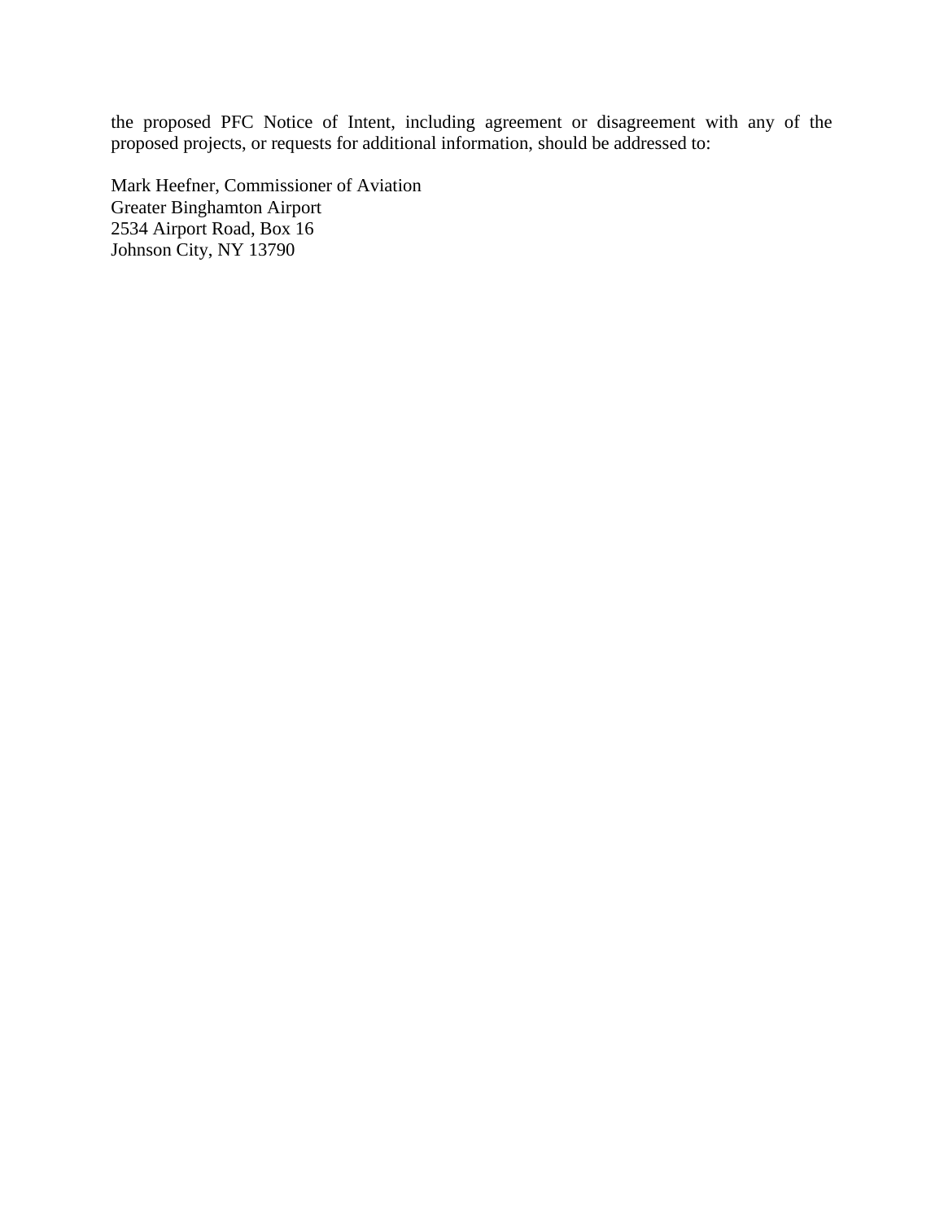the proposed PFC Notice of Intent, including agreement or disagreement with any of the proposed projects, or requests for additional information, should be addressed to:

Mark Heefner, Commissioner of Aviation
Greater Binghamton Airport
2534 Airport Road, Box 16
Johnson City, NY 13790